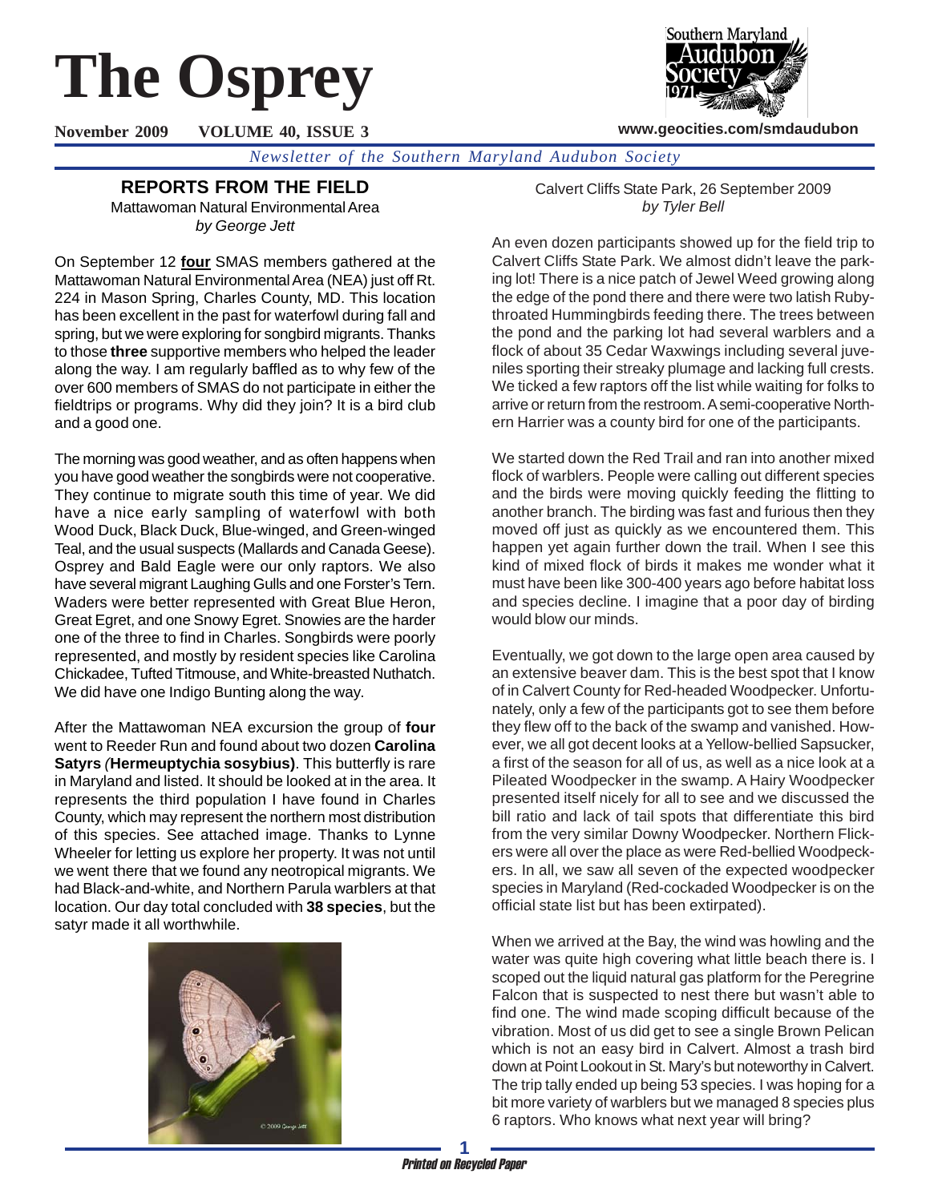# The Osprey

**November 2009 VOLUME 40, ISSUE 3**

**www.geocities.com/smdaudubon**

*Newsletter of the Southern Maryland Audubon Society*

## REPORTS FROM THE FIELD

Mattawoman Natural Environmental Area
*by George Jett*

On September 12 **four** SMAS members gathered at the Mattawoman Natural Environmental Area (NEA) just off Rt. 224 in Mason Spring, Charles County, MD. This location has been excellent in the past for waterfowl during fall and spring, but we were exploring for songbird migrants. Thanks to those **three** supportive members who helped the leader along the way. I am regularly baffled as to why few of the over 600 members of SMAS do not participate in either the fieldtrips or programs. Why did they join? It is a bird club and a good one.

The morning was good weather, and as often happens when you have good weather the songbirds were not cooperative. They continue to migrate south this time of year. We did have a nice early sampling of waterfowl with both Wood Duck, Black Duck, Blue-winged, and Green-winged Teal, and the usual suspects (Mallards and Canada Geese). Osprey and Bald Eagle were our only raptors. We also have several migrant Laughing Gulls and one Forster's Tern. Waders were better represented with Great Blue Heron, Great Egret, and one Snowy Egret. Snowies are the harder one of the three to find in Charles. Songbirds were poorly represented, and mostly by resident species like Carolina Chickadee, Tufted Titmouse, and White-breasted Nuthatch. We did have one Indigo Bunting along the way.

After the Mattawoman NEA excursion the group of **four** went to Reeder Run and found about two dozen **Carolina Satyrs *(*Hermeuptychia sosybius)**. This butterfly is rare in Maryland and listed. It should be looked at in the area. It represents the third population I have found in Charles County, which may represent the northern most distribution of this species. See attached image. Thanks to Lynne Wheeler for letting us explore her property. It was not until we went there that we found any neotropical migrants. We had Black-and-white, and Northern Parula warblers at that location. Our day total concluded with **38 species**, but the satyr made it all worthwhile.

Calvert Cliffs State Park, 26 September 2009
*by Tyler Bell*

An even dozen participants showed up for the field trip to Calvert Cliffs State Park. We almost didn't leave the parking lot! There is a nice patch of Jewel Weed growing along the edge of the pond there and there were two latish Ruby-throated Hummingbirds feeding there. The trees between the pond and the parking lot had several warblers and a flock of about 35 Cedar Waxwings including several juveniles sporting their streaky plumage and lacking full crests. We ticked a few raptors off the list while waiting for folks to arrive or return from the restroom. A semi-cooperative Northern Harrier was a county bird for one of the participants.

We started down the Red Trail and ran into another mixed flock of warblers. People were calling out different species and the birds were moving quickly feeding the flitting to another branch. The birding was fast and furious then they moved off just as quickly as we encountered them. This happen yet again further down the trail. When I see this kind of mixed flock of birds it makes me wonder what it must have been like 300-400 years ago before habitat loss and species decline. I imagine that a poor day of birding would blow our minds.

Eventually, we got down to the large open area caused by an extensive beaver dam. This is the best spot that I know of in Calvert County for Red-headed Woodpecker. Unfortunately, only a few of the participants got to see them before they flew off to the back of the swamp and vanished. However, we all got decent looks at a Yellow-bellied Sapsucker, a first of the season for all of us, as well as a nice look at a Pileated Woodpecker in the swamp. A Hairy Woodpecker presented itself nicely for all to see and we discussed the bill ratio and lack of tail spots that differentiate this bird from the very similar Downy Woodpecker. Northern Flickers were all over the place as were Red-bellied Woodpeckers. In all, we saw all seven of the expected woodpecker species in Maryland (Red-cockaded Woodpecker is on the official state list but has been extirpated).

When we arrived at the Bay, the wind was howling and the water was quite high covering what little beach there is. I scoped out the liquid natural gas platform for the Peregrine Falcon that is suspected to nest there but wasn't able to find one. The wind made scoping difficult because of the vibration. Most of us did get to see a single Brown Pelican which is not an easy bird in Calvert. Almost a trash bird down at Point Lookout in St. Mary's but noteworthy in Calvert. The trip tally ended up being 53 species. I was hoping for a bit more variety of warblers but we managed 8 species plus 6 raptors. Who knows what next year will bring?

*Printed on Recycled Paper*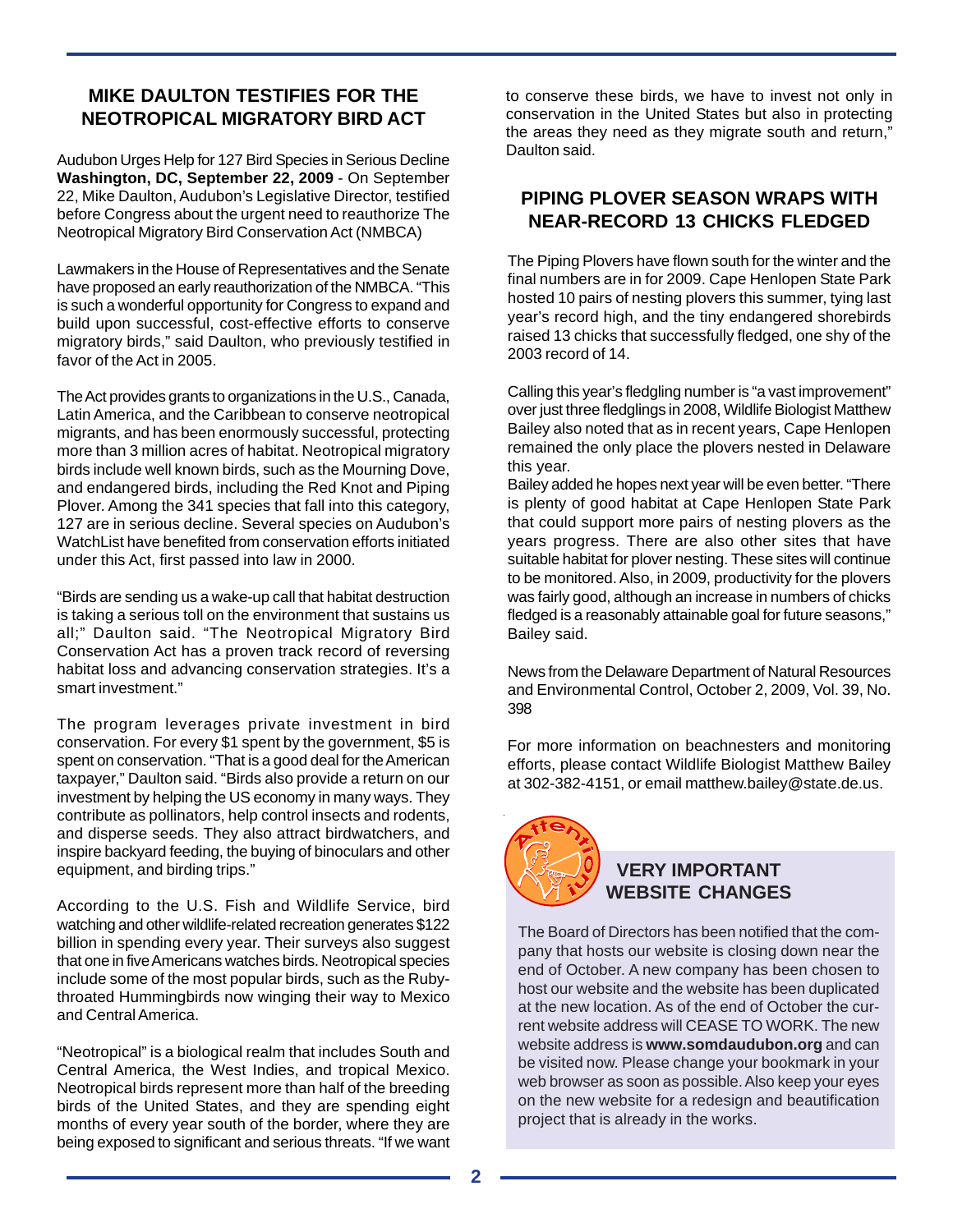## MIKE DAULTON TESTIFIES FOR THE NEOTROPICAL MIGRATORY BIRD ACT

Audubon Urges Help for 127 Bird Species in Serious Decline
**Washington, DC, September 22, 2009** - On September 22, Mike Daulton, Audubon's Legislative Director, testified before Congress about the urgent need to reauthorize The Neotropical Migratory Bird Conservation Act (NMBCA)

Lawmakers in the House of Representatives and the Senate have proposed an early reauthorization of the NMBCA. "This is such a wonderful opportunity for Congress to expand and build upon successful, cost-effective efforts to conserve migratory birds," said Daulton, who previously testified in favor of the Act in 2005.

The Act provides grants to organizations in the U.S., Canada, Latin America, and the Caribbean to conserve neotropical migrants, and has been enormously successful, protecting more than 3 million acres of habitat. Neotropical migratory birds include well known birds, such as the Mourning Dove, and endangered birds, including the Red Knot and Piping Plover. Among the 341 species that fall into this category, 127 are in serious decline. Several species on Audubon's WatchList have benefited from conservation efforts initiated under this Act, first passed into law in 2000.

"Birds are sending us a wake-up call that habitat destruction is taking a serious toll on the environment that sustains us all;" Daulton said. "The Neotropical Migratory Bird Conservation Act has a proven track record of reversing habitat loss and advancing conservation strategies. It's a smart investment."

The program leverages private investment in bird conservation. For every $1 spent by the government, $5 is spent on conservation. "That is a good deal for the American taxpayer," Daulton said. "Birds also provide a return on our investment by helping the US economy in many ways. They contribute as pollinators, help control insects and rodents, and disperse seeds. They also attract birdwatchers, and inspire backyard feeding, the buying of binoculars and other equipment, and birding trips."

According to the U.S. Fish and Wildlife Service, bird watching and other wildlife-related recreation generates $122 billion in spending every year. Their surveys also suggest that one in five Americans watches birds. Neotropical species include some of the most popular birds, such as the Ruby-throated Hummingbirds now winging their way to Mexico and Central America.

"Neotropical" is a biological realm that includes South and Central America, the West Indies, and tropical Mexico. Neotropical birds represent more than half of the breeding birds of the United States, and they are spending eight months of every year south of the border, where they are being exposed to significant and serious threats. "If we want to conserve these birds, we have to invest not only in conservation in the United States but also in protecting the areas they need as they migrate south and return," Daulton said.

## PIPING PLOVER SEASON WRAPS WITH NEAR-RECORD 13 CHICKS FLEDGED

The Piping Plovers have flown south for the winter and the final numbers are in for 2009. Cape Henlopen State Park hosted 10 pairs of nesting plovers this summer, tying last year's record high, and the tiny endangered shorebirds raised 13 chicks that successfully fledged, one shy of the 2003 record of 14.

Calling this year's fledgling number is "a vast improvement" over just three fledglings in 2008, Wildlife Biologist Matthew Bailey also noted that as in recent years, Cape Henlopen remained the only place the plovers nested in Delaware this year.

Bailey added he hopes next year will be even better. "There is plenty of good habitat at Cape Henlopen State Park that could support more pairs of nesting plovers as the years progress. There are also other sites that have suitable habitat for plover nesting. These sites will continue to be monitored. Also, in 2009, productivity for the plovers was fairly good, although an increase in numbers of chicks fledged is a reasonably attainable goal for future seasons," Bailey said.

News from the Delaware Department of Natural Resources and Environmental Control, October 2, 2009, Vol. 39, No. 398

For more information on beachnesters and monitoring efforts, please contact Wildlife Biologist Matthew Bailey at 302-382-4151, or email matthew.bailey@state.de.us.

## VERY IMPORTANT WEBSITE CHANGES

The Board of Directors has been notified that the company that hosts our website is closing down near the end of October. A new company has been chosen to host our website and the website has been duplicated at the new location. As of the end of October the current website address will CEASE TO WORK. The new website address is **www.somdaudubon.org** and can be visited now. Please change your bookmark in your web browser as soon as possible. Also keep your eyes on the new website for a redesign and beautification project that is already in the works.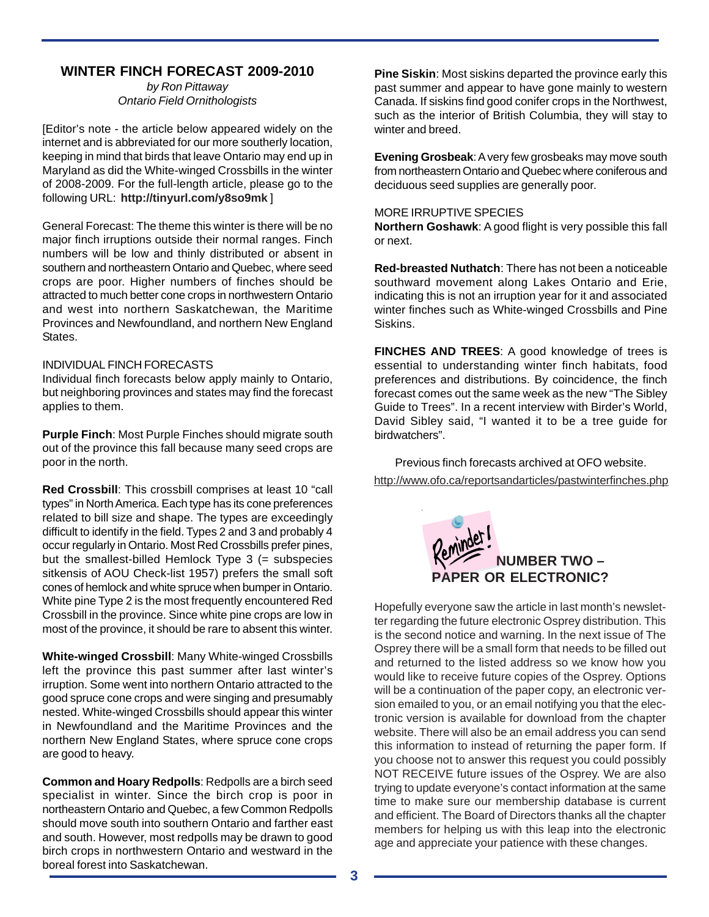## WINTER FINCH FORECAST 2009-2010

*by Ron Pittaway*
*Ontario Field Ornithologists*

[Editor's note - the article below appeared widely on the internet and is abbreviated for our more southerly location, keeping in mind that birds that leave Ontario may end up in Maryland as did the White-winged Crossbills in the winter of 2008-2009. For the full-length article, please go to the following URL: **http://tinyurl.com/y8so9mk** ]

General Forecast: The theme this winter is there will be no major finch irruptions outside their normal ranges. Finch numbers will be low and thinly distributed or absent in southern and northeastern Ontario and Quebec, where seed crops are poor. Higher numbers of finches should be attracted to much better cone crops in northwestern Ontario and west into northern Saskatchewan, the Maritime Provinces and Newfoundland, and northern New England States.

INDIVIDUAL FINCH FORECASTS

Individual finch forecasts below apply mainly to Ontario, but neighboring provinces and states may find the forecast applies to them.

**Purple Finch**: Most Purple Finches should migrate south out of the province this fall because many seed crops are poor in the north.

**Red Crossbill**: This crossbill comprises at least 10 "call types" in North America. Each type has its cone preferences related to bill size and shape. The types are exceedingly difficult to identify in the field. Types 2 and 3 and probably 4 occur regularly in Ontario. Most Red Crossbills prefer pines, but the smallest-billed Hemlock Type 3 (= subspecies sitkensis of AOU Check-list 1957) prefers the small soft cones of hemlock and white spruce when bumper in Ontario. White pine Type 2 is the most frequently encountered Red Crossbill in the province. Since white pine crops are low in most of the province, it should be rare to absent this winter.

**White-winged Crossbill**: Many White-winged Crossbills left the province this past summer after last winter's irruption. Some went into northern Ontario attracted to the good spruce cone crops and were singing and presumably nested. White-winged Crossbills should appear this winter in Newfoundland and the Maritime Provinces and the northern New England States, where spruce cone crops are good to heavy.

**Common and Hoary Redpolls**: Redpolls are a birch seed specialist in winter. Since the birch crop is poor in northeastern Ontario and Quebec, a few Common Redpolls should move south into southern Ontario and farther east and south. However, most redpolls may be drawn to good birch crops in northwestern Ontario and westward in the boreal forest into Saskatchewan.

**Pine Siskin**: Most siskins departed the province early this past summer and appear to have gone mainly to western Canada. If siskins find good conifer crops in the Northwest, such as the interior of British Columbia, they will stay to winter and breed.

**Evening Grosbeak**: A very few grosbeaks may move south from northeastern Ontario and Quebec where coniferous and deciduous seed supplies are generally poor.

MORE IRRUPTIVE SPECIES

**Northern Goshawk**: A good flight is very possible this fall or next.

**Red-breasted Nuthatch**: There has not been a noticeable southward movement along Lakes Ontario and Erie, indicating this is not an irruption year for it and associated winter finches such as White-winged Crossbills and Pine Siskins.

**FINCHES AND TREES**: A good knowledge of trees is essential to understanding winter finch habitats, food preferences and distributions. By coincidence, the finch forecast comes out the same week as the new "The Sibley Guide to Trees". In a recent interview with Birder's World, David Sibley said, "I wanted it to be a tree guide for birdwatchers".

Previous finch forecasts archived at OFO website.
http://www.ofo.ca/reportsandarticles/pastwinterfinches.php

## Reminder! NUMBER TWO – PAPER OR ELECTRONIC?

Hopefully everyone saw the article in last month's newsletter regarding the future electronic Osprey distribution. This is the second notice and warning. In the next issue of The Osprey there will be a small form that needs to be filled out and returned to the listed address so we know how you would like to receive future copies of the Osprey. Options will be a continuation of the paper copy, an electronic version emailed to you, or an email notifying you that the electronic version is available for download from the chapter website. There will also be an email address you can send this information to instead of returning the paper form. If you choose not to answer this request you could possibly NOT RECEIVE future issues of the Osprey. We are also trying to update everyone's contact information at the same time to make sure our membership database is current and efficient. The Board of Directors thanks all the chapter members for helping us with this leap into the electronic age and appreciate your patience with these changes.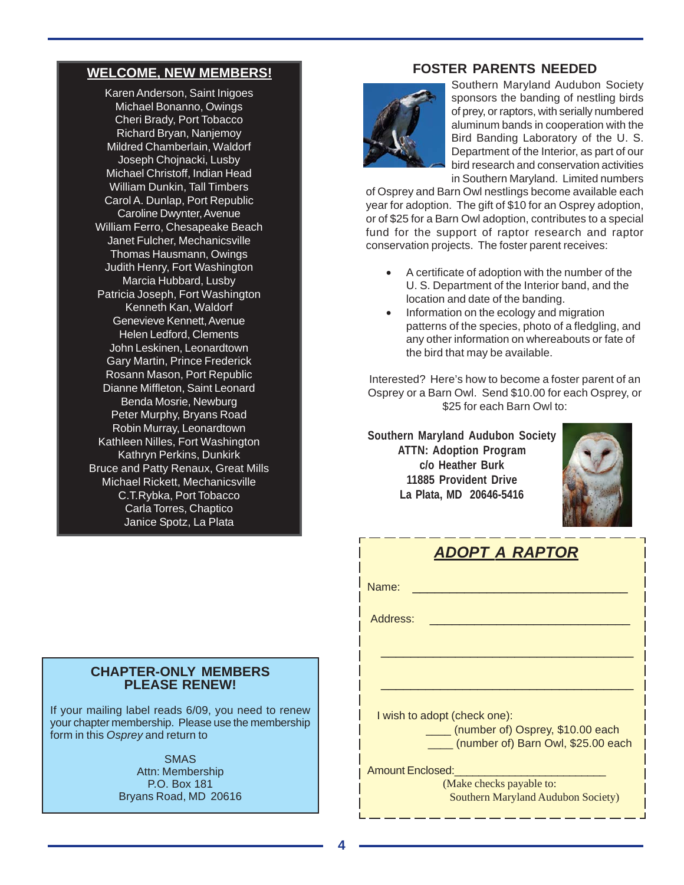## WELCOME, NEW MEMBERS!

Karen Anderson, Saint Inigoes
Michael Bonanno, Owings
Cheri Brady, Port Tobacco
Richard Bryan, Nanjemoy
Mildred Chamberlain, Waldorf
Joseph Chojnacki, Lusby
Michael Christoff, Indian Head
William Dunkin, Tall Timbers
Carol A. Dunlap, Port Republic
Caroline Dwynter, Avenue
William Ferro, Chesapeake Beach
Janet Fulcher, Mechanicsville
Thomas Hausmann, Owings
Judith Henry, Fort Washington
Marcia Hubbard, Lusby
Patricia Joseph, Fort Washington
Kenneth Kan, Waldorf
Genevieve Kennett, Avenue
Helen Ledford, Clements
John Leskinen, Leonardtown
Gary Martin, Prince Frederick
Rosann Mason, Port Republic
Dianne Miffleton, Saint Leonard
Benda Mosrie, Newburg
Peter Murphy, Bryans Road
Robin Murray, Leonardtown
Kathleen Nilles, Fort Washington
Kathryn Perkins, Dunkirk
Bruce and Patty Renaux, Great Mills
Michael Rickett, Mechanicsville
C.T.Rybka, Port Tobacco
Carla Torres, Chaptico
Janice Spotz, La Plata

## CHAPTER-ONLY MEMBERS PLEASE RENEW!

If your mailing label reads 6/09, you need to renew your chapter membership. Please use the membership form in this *Osprey* and return to

SMAS
Attn: Membership
P.O. Box 181
Bryans Road, MD 20616

## FOSTER PARENTS NEEDED

Southern Maryland Audubon Society sponsors the banding of nestling birds of prey, or raptors, with serially numbered aluminum bands in cooperation with the Bird Banding Laboratory of the U. S. Department of the Interior, as part of our bird research and conservation activities in Southern Maryland. Limited numbers of Osprey and Barn Owl nestlings become available each year for adoption. The gift of $10 for an Osprey adoption, or of $25 for a Barn Owl adoption, contributes to a special fund for the support of raptor research and raptor conservation projects. The foster parent receives:

- A certificate of adoption with the number of the U. S. Department of the Interior band, and the location and date of the banding.
- Information on the ecology and migration patterns of the species, photo of a fledgling, and any other information on whereabouts or fate of the bird that may be available.

Interested? Here's how to become a foster parent of an Osprey or a Barn Owl. Send $10.00 for each Osprey, or $25 for each Barn Owl to:

**Southern Maryland Audubon Society**
**ATTN: Adoption Program**
**c/o Heather Burk**
**11885 Provident Drive**
**La Plata, MD 20646-5416**

### *ADOPT A RAPTOR*

Name: ________________________________

Address: ________________________________

________________________________________

________________________________________

I wish to adopt (check one):

____ (number of) Osprey, $10.00 each
____ (number of) Barn Owl, $25.00 each

Amount Enclosed:________________________

(Make checks payable to: Southern Maryland Audubon Society)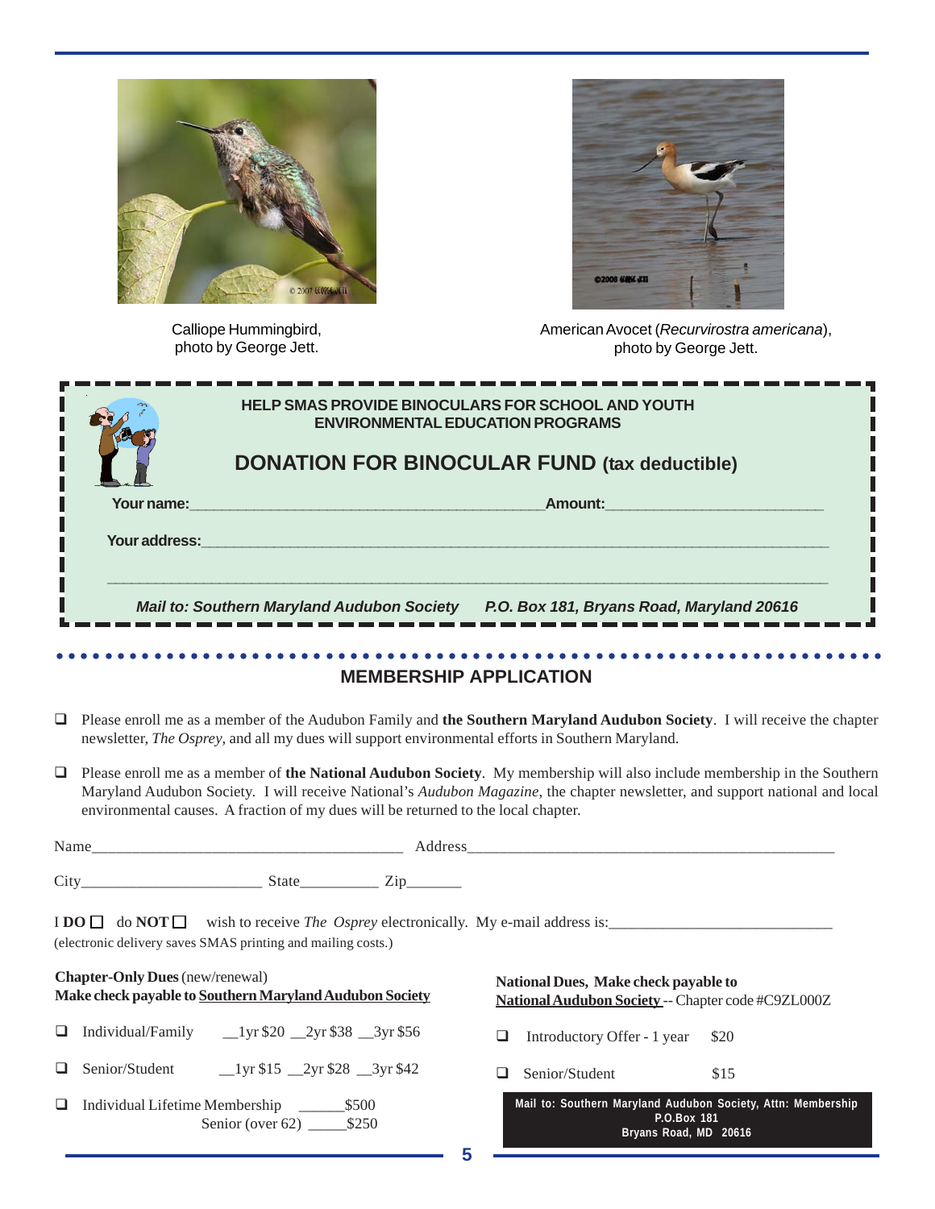Calliope Hummingbird, photo by George Jett.

American Avocet (*Recurvirostra americana*), photo by George Jett.

**HELP SMAS PROVIDE BINOCULARS FOR SCHOOL AND YOUTH ENVIRONMENTAL EDUCATION PROGRAMS**

## DONATION FOR BINOCULAR FUND (tax deductible)

**Your name:**_________________________________________**Amount:**________________________

**Your address:**_________________________________________________________________

_________________________________________________________________________________

***Mail to: Southern Maryland Audubon Society P.O. Box 181, Bryans Road, Maryland 20616***

## MEMBERSHIP APPLICATION

- ❑ Please enroll me as a member of the Audubon Family and **the Southern Maryland Audubon Society**. I will receive the chapter newsletter, *The Osprey*, and all my dues will support environmental efforts in Southern Maryland.

- ❑ Please enroll me as a member of **the National Audubon Society**. My membership will also include membership in the Southern Maryland Audubon Society. I will receive National's *Audubon Magazine*, the chapter newsletter, and support national and local environmental causes. A fraction of my dues will be returned to the local chapter.

Name______________________________________ Address_______________________________________________

City______________________ State__________ Zip_______

I **DO** ❑ do **NOT** ❑ wish to receive *The Osprey* electronically. My e-mail address is:____________________________
(electronic delivery saves SMAS printing and mailing costs.)

**Chapter-Only Dues** (new/renewal)
**Make check payable to <u>Southern Maryland Audubon Society</u>**

- ❑ Individual/Family __1yr $20 __2yr $38 __3yr $56
- ❑ Senior/Student __1yr $15 __2yr $28 __3yr $42
- ❑ Individual Lifetime Membership ______$500
  Senior (over 62) _____$250

**National Dues, Make check payable to**
**<u>National Audubon Society</u>** -- Chapter code #C9ZL000Z

- ❑ Introductory Offer - 1 year $20
- ❑ Senior/Student $15

**Mail to: Southern Maryland Audubon Society, Attn: Membership**
**P.O.Box 181**
**Bryans Road, MD 20616**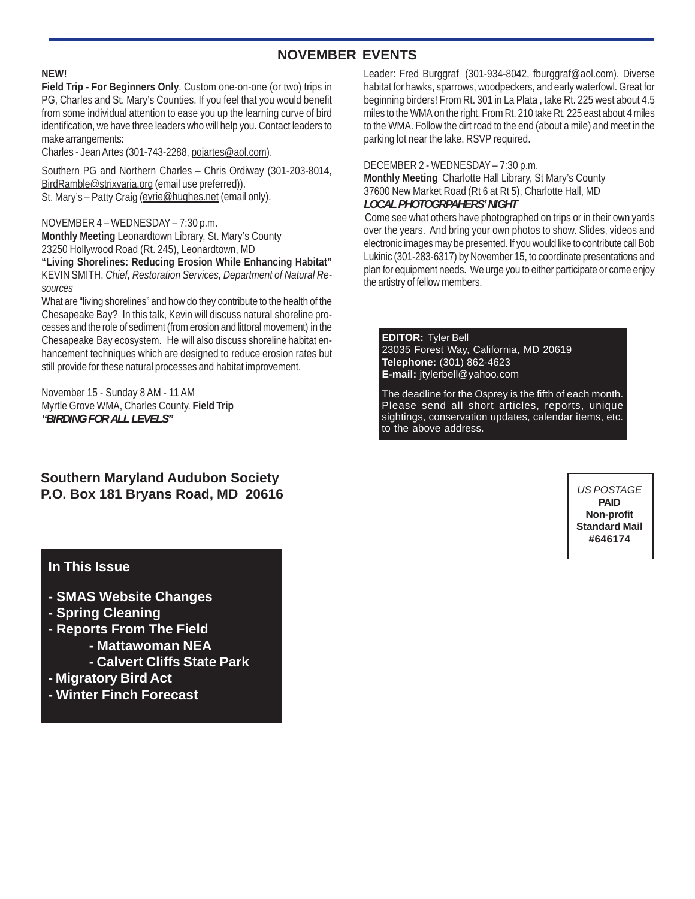## NOVEMBER EVENTS

**NEW!**

**Field Trip - For Beginners Only**. Custom one-on-one (or two) trips in PG, Charles and St. Mary's Counties. If you feel that you would benefit from some individual attention to ease you up the learning curve of bird identification, we have three leaders who will help you. Contact leaders to make arrangements:

Charles - Jean Artes (301-743-2288, pojartes@aol.com).

Southern PG and Northern Charles – Chris Ordiway (301-203-8014, BirdRamble@strixvaria.org (email use preferred)).
St. Mary's – Patty Craig (eyrie@hughes.net (email only).

NOVEMBER 4 – WEDNESDAY – 7:30 p.m.
**Monthly Meeting** Leonardtown Library, St. Mary's County
23250 Hollywood Road (Rt. 245), Leonardtown, MD
**"Living Shorelines: Reducing Erosion While Enhancing Habitat"**
KEVIN SMITH, *Chief, Restoration Services, Department of Natural Resources*

What are "living shorelines" and how do they contribute to the health of the Chesapeake Bay? In this talk, Kevin will discuss natural shoreline processes and the role of sediment (from erosion and littoral movement) in the Chesapeake Bay ecosystem. He will also discuss shoreline habitat enhancement techniques which are designed to reduce erosion rates but still provide for these natural processes and habitat improvement.

November 15 - Sunday 8 AM - 11 AM
Myrtle Grove WMA, Charles County. **Field Trip**
***"BIRDING FOR ALL LEVELS"***

Leader: Fred Burggraf (301-934-8042, fburggraf@aol.com). Diverse habitat for hawks, sparrows, woodpeckers, and early waterfowl. Great for beginning birders! From Rt. 301 in La Plata , take Rt. 225 west about 4.5 miles to the WMA on the right. From Rt. 210 take Rt. 225 east about 4 miles to the WMA. Follow the dirt road to the end (about a mile) and meet in the parking lot near the lake. RSVP required.

DECEMBER 2 - WEDNESDAY – 7:30 p.m.
**Monthly Meeting** Charlotte Hall Library, St Mary's County
37600 New Market Road (Rt 6 at Rt 5), Charlotte Hall, MD
***LOCAL PHOTOGRPAHERS' NIGHT***

Come see what others have photographed on trips or in their own yards over the years. And bring your own photos to show. Slides, videos and electronic images may be presented. If you would like to contribute call Bob Lukinic (301-283-6317) by November 15, to coordinate presentations and plan for equipment needs. We urge you to either participate or come enjoy the artistry of fellow members.

**EDITOR:** Tyler Bell
23035 Forest Way, California, MD 20619
**Telephone:** (301) 862-4623
**E-mail:** jtylerbell@yahoo.com

The deadline for the Osprey is the fifth of each month. Please send all short articles, reports, unique sightings, conservation updates, calendar items, etc. to the above address.

**Southern Maryland Audubon Society**
**P.O. Box 181 Bryans Road, MD 20616**

*US POSTAGE*
**PAID**
**Non-profit**
**Standard Mail**
**#646174**

### In This Issue

- **SMAS Website Changes**
- **Spring Cleaning**
- **Reports From The Field**
  - **Mattawoman NEA**
  - **Calvert Cliffs State Park**
- **Migratory Bird Act**
- **Winter Finch Forecast**